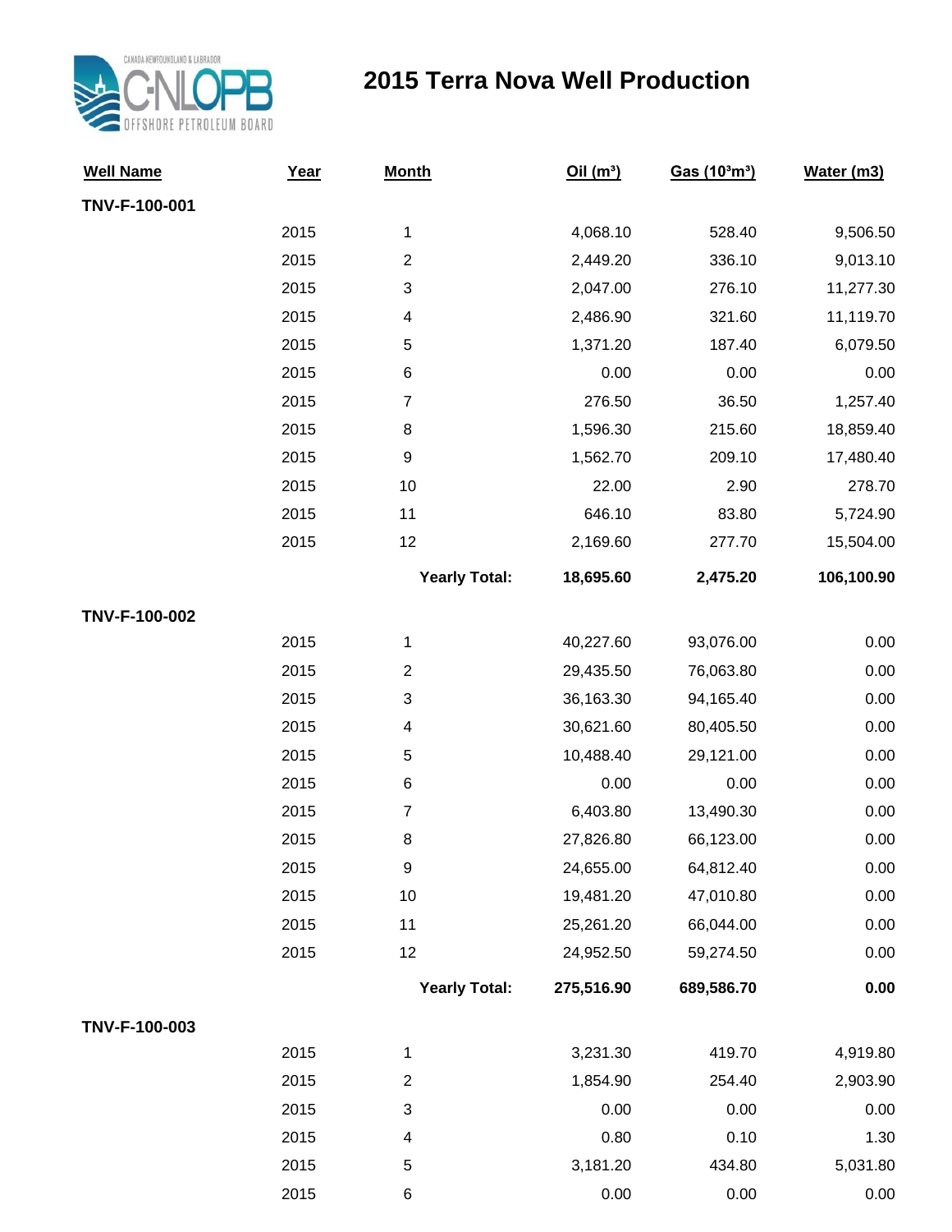# 2015 Terra Nova Well Production

| Well Name | Year | Month | Oil ($m^3$) | Gas ($10^3m^3$) | Water (m3) |
|---|---|---|---|---|---|
| **TNV-F-100-001** | | | | | |
| | 2015 | 1 | 4,068.10 | 528.40 | 9,506.50 |
| | 2015 | 2 | 2,449.20 | 336.10 | 9,013.10 |
| | 2015 | 3 | 2,047.00 | 276.10 | 11,277.30 |
| | 2015 | 4 | 2,486.90 | 321.60 | 11,119.70 |
| | 2015 | 5 | 1,371.20 | 187.40 | 6,079.50 |
| | 2015 | 6 | 0.00 | 0.00 | 0.00 |
| | 2015 | 7 | 276.50 | 36.50 | 1,257.40 |
| | 2015 | 8 | 1,596.30 | 215.60 | 18,859.40 |
| | 2015 | 9 | 1,562.70 | 209.10 | 17,480.40 |
| | 2015 | 10 | 22.00 | 2.90 | 278.70 |
| | 2015 | 11 | 646.10 | 83.80 | 5,724.90 |
| | 2015 | 12 | 2,169.60 | 277.70 | 15,504.00 |
| | | **Yearly Total:** | **18,695.60** | **2,475.20** | **106,100.90** |
| **TNV-F-100-002** | | | | | |
| | 2015 | 1 | 40,227.60 | 93,076.00 | 0.00 |
| | 2015 | 2 | 29,435.50 | 76,063.80 | 0.00 |
| | 2015 | 3 | 36,163.30 | 94,165.40 | 0.00 |
| | 2015 | 4 | 30,621.60 | 80,405.50 | 0.00 |
| | 2015 | 5 | 10,488.40 | 29,121.00 | 0.00 |
| | 2015 | 6 | 0.00 | 0.00 | 0.00 |
| | 2015 | 7 | 6,403.80 | 13,490.30 | 0.00 |
| | 2015 | 8 | 27,826.80 | 66,123.00 | 0.00 |
| | 2015 | 9 | 24,655.00 | 64,812.40 | 0.00 |
| | 2015 | 10 | 19,481.20 | 47,010.80 | 0.00 |
| | 2015 | 11 | 25,261.20 | 66,044.00 | 0.00 |
| | 2015 | 12 | 24,952.50 | 59,274.50 | 0.00 |
| | | **Yearly Total:** | **275,516.90** | **689,586.70** | **0.00** |
| **TNV-F-100-003** | | | | | |
| | 2015 | 1 | 3,231.30 | 419.70 | 4,919.80 |
| | 2015 | 2 | 1,854.90 | 254.40 | 2,903.90 |
| | 2015 | 3 | 0.00 | 0.00 | 0.00 |
| | 2015 | 4 | 0.80 | 0.10 | 1.30 |
| | 2015 | 5 | 3,181.20 | 434.80 | 5,031.80 |
| | 2015 | 6 | 0.00 | 0.00 | 0.00 |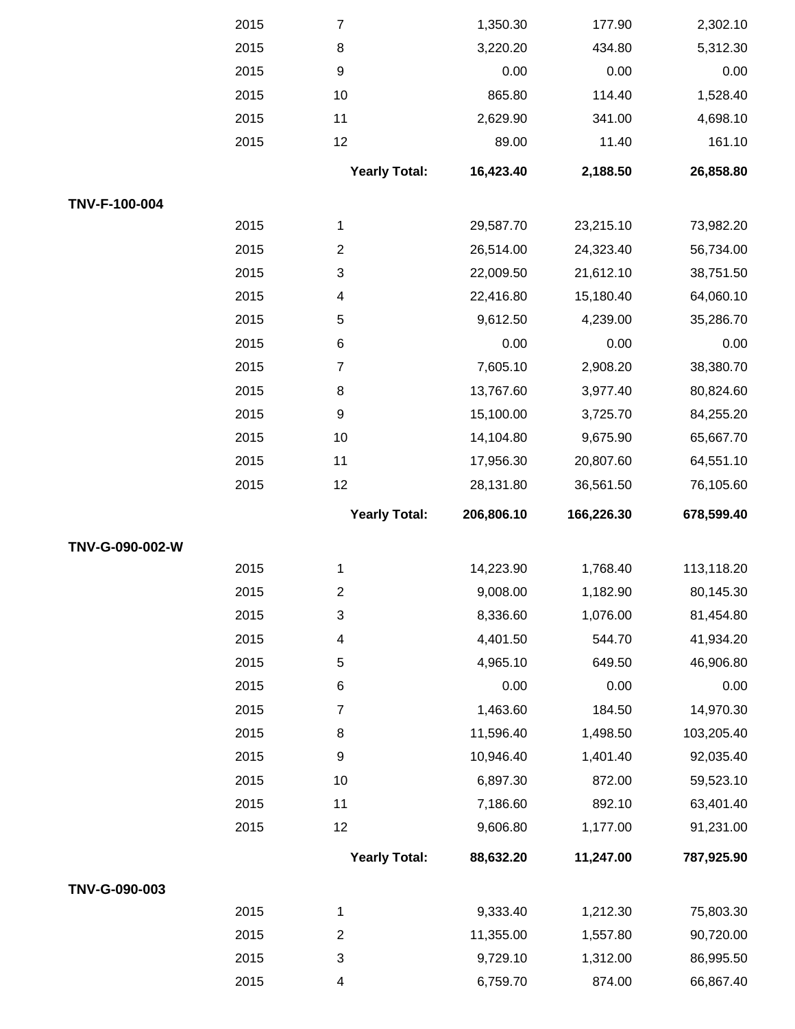| | Year | Month | | | |
|---|---|---|---|---|---|
| | 2015 | 7 | 1,350.30 | 177.90 | 2,302.10 |
| | 2015 | 8 | 3,220.20 | 434.80 | 5,312.30 |
| | 2015 | 9 | 0.00 | 0.00 | 0.00 |
| | 2015 | 10 | 865.80 | 114.40 | 1,528.40 |
| | 2015 | 11 | 2,629.90 | 341.00 | 4,698.10 |
| | 2015 | 12 | 89.00 | 11.40 | 161.10 |
| | | **Yearly Total:** | **16,423.40** | **2,188.50** | **26,858.80** |
| **TNV-F-100-004** | | | | | |
| | 2015 | 1 | 29,587.70 | 23,215.10 | 73,982.20 |
| | 2015 | 2 | 26,514.00 | 24,323.40 | 56,734.00 |
| | 2015 | 3 | 22,009.50 | 21,612.10 | 38,751.50 |
| | 2015 | 4 | 22,416.80 | 15,180.40 | 64,060.10 |
| | 2015 | 5 | 9,612.50 | 4,239.00 | 35,286.70 |
| | 2015 | 6 | 0.00 | 0.00 | 0.00 |
| | 2015 | 7 | 7,605.10 | 2,908.20 | 38,380.70 |
| | 2015 | 8 | 13,767.60 | 3,977.40 | 80,824.60 |
| | 2015 | 9 | 15,100.00 | 3,725.70 | 84,255.20 |
| | 2015 | 10 | 14,104.80 | 9,675.90 | 65,667.70 |
| | 2015 | 11 | 17,956.30 | 20,807.60 | 64,551.10 |
| | 2015 | 12 | 28,131.80 | 36,561.50 | 76,105.60 |
| | | **Yearly Total:** | **206,806.10** | **166,226.30** | **678,599.40** |
| **TNV-G-090-002-W** | | | | | |
| | 2015 | 1 | 14,223.90 | 1,768.40 | 113,118.20 |
| | 2015 | 2 | 9,008.00 | 1,182.90 | 80,145.30 |
| | 2015 | 3 | 8,336.60 | 1,076.00 | 81,454.80 |
| | 2015 | 4 | 4,401.50 | 544.70 | 41,934.20 |
| | 2015 | 5 | 4,965.10 | 649.50 | 46,906.80 |
| | 2015 | 6 | 0.00 | 0.00 | 0.00 |
| | 2015 | 7 | 1,463.60 | 184.50 | 14,970.30 |
| | 2015 | 8 | 11,596.40 | 1,498.50 | 103,205.40 |
| | 2015 | 9 | 10,946.40 | 1,401.40 | 92,035.40 |
| | 2015 | 10 | 6,897.30 | 872.00 | 59,523.10 |
| | 2015 | 11 | 7,186.60 | 892.10 | 63,401.40 |
| | 2015 | 12 | 9,606.80 | 1,177.00 | 91,231.00 |
| | | **Yearly Total:** | **88,632.20** | **11,247.00** | **787,925.90** |
| **TNV-G-090-003** | | | | | |
| | 2015 | 1 | 9,333.40 | 1,212.30 | 75,803.30 |
| | 2015 | 2 | 11,355.00 | 1,557.80 | 90,720.00 |
| | 2015 | 3 | 9,729.10 | 1,312.00 | 86,995.50 |
| | 2015 | 4 | 6,759.70 | 874.00 | 66,867.40 |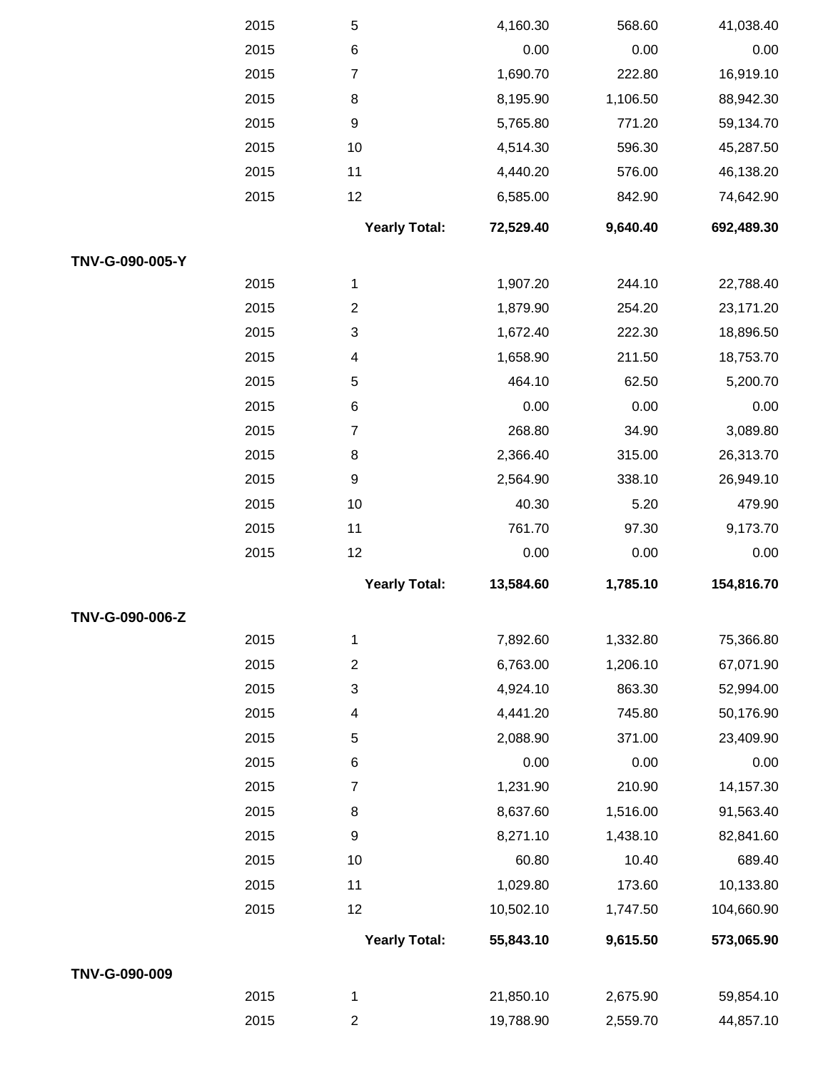| | Year | Month | | | |
|---|---|---|---|---|---|
| | 2015 | 5 | 4,160.30 | 568.60 | 41,038.40 |
| | 2015 | 6 | 0.00 | 0.00 | 0.00 |
| | 2015 | 7 | 1,690.70 | 222.80 | 16,919.10 |
| | 2015 | 8 | 8,195.90 | 1,106.50 | 88,942.30 |
| | 2015 | 9 | 5,765.80 | 771.20 | 59,134.70 |
| | 2015 | 10 | 4,514.30 | 596.30 | 45,287.50 |
| | 2015 | 11 | 4,440.20 | 576.00 | 46,138.20 |
| | 2015 | 12 | 6,585.00 | 842.90 | 74,642.90 |
| | | **Yearly Total:** | **72,529.40** | **9,640.40** | **692,489.30** |
| **TNV-G-090-005-Y** | | | | | |
| | 2015 | 1 | 1,907.20 | 244.10 | 22,788.40 |
| | 2015 | 2 | 1,879.90 | 254.20 | 23,171.20 |
| | 2015 | 3 | 1,672.40 | 222.30 | 18,896.50 |
| | 2015 | 4 | 1,658.90 | 211.50 | 18,753.70 |
| | 2015 | 5 | 464.10 | 62.50 | 5,200.70 |
| | 2015 | 6 | 0.00 | 0.00 | 0.00 |
| | 2015 | 7 | 268.80 | 34.90 | 3,089.80 |
| | 2015 | 8 | 2,366.40 | 315.00 | 26,313.70 |
| | 2015 | 9 | 2,564.90 | 338.10 | 26,949.10 |
| | 2015 | 10 | 40.30 | 5.20 | 479.90 |
| | 2015 | 11 | 761.70 | 97.30 | 9,173.70 |
| | 2015 | 12 | 0.00 | 0.00 | 0.00 |
| | | **Yearly Total:** | **13,584.60** | **1,785.10** | **154,816.70** |
| **TNV-G-090-006-Z** | | | | | |
| | 2015 | 1 | 7,892.60 | 1,332.80 | 75,366.80 |
| | 2015 | 2 | 6,763.00 | 1,206.10 | 67,071.90 |
| | 2015 | 3 | 4,924.10 | 863.30 | 52,994.00 |
| | 2015 | 4 | 4,441.20 | 745.80 | 50,176.90 |
| | 2015 | 5 | 2,088.90 | 371.00 | 23,409.90 |
| | 2015 | 6 | 0.00 | 0.00 | 0.00 |
| | 2015 | 7 | 1,231.90 | 210.90 | 14,157.30 |
| | 2015 | 8 | 8,637.60 | 1,516.00 | 91,563.40 |
| | 2015 | 9 | 8,271.10 | 1,438.10 | 82,841.60 |
| | 2015 | 10 | 60.80 | 10.40 | 689.40 |
| | 2015 | 11 | 1,029.80 | 173.60 | 10,133.80 |
| | 2015 | 12 | 10,502.10 | 1,747.50 | 104,660.90 |
| | | **Yearly Total:** | **55,843.10** | **9,615.50** | **573,065.90** |
| **TNV-G-090-009** | | | | | |
| | 2015 | 1 | 21,850.10 | 2,675.90 | 59,854.10 |
| | 2015 | 2 | 19,788.90 | 2,559.70 | 44,857.10 |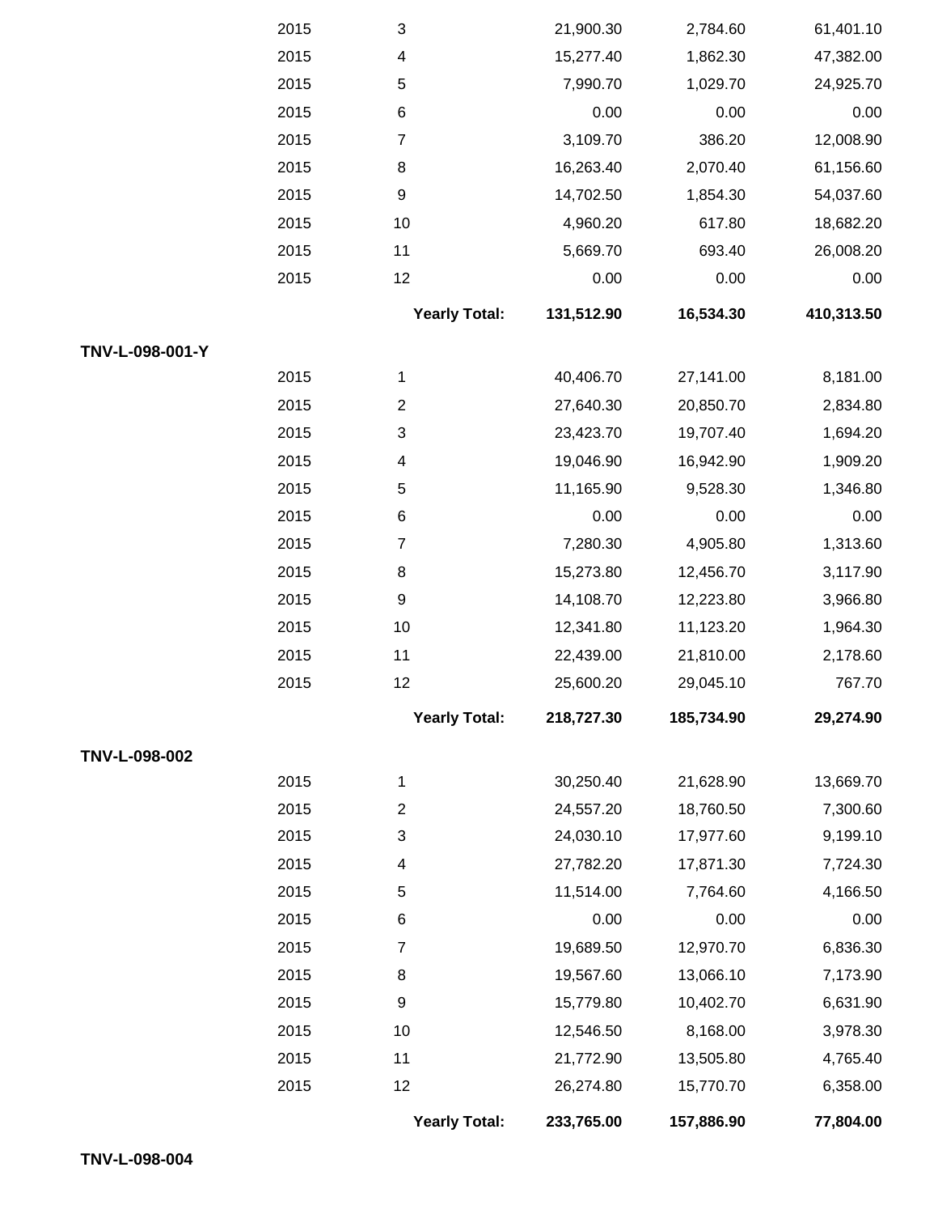| | Year | Month | | | |
|---|---|---|---|---|---|
| | 2015 | 3 | 21,900.30 | 2,784.60 | 61,401.10 |
| | 2015 | 4 | 15,277.40 | 1,862.30 | 47,382.00 |
| | 2015 | 5 | 7,990.70 | 1,029.70 | 24,925.70 |
| | 2015 | 6 | 0.00 | 0.00 | 0.00 |
| | 2015 | 7 | 3,109.70 | 386.20 | 12,008.90 |
| | 2015 | 8 | 16,263.40 | 2,070.40 | 61,156.60 |
| | 2015 | 9 | 14,702.50 | 1,854.30 | 54,037.60 |
| | 2015 | 10 | 4,960.20 | 617.80 | 18,682.20 |
| | 2015 | 11 | 5,669.70 | 693.40 | 26,008.20 |
| | 2015 | 12 | 0.00 | 0.00 | 0.00 |
| | | **Yearly Total:** | **131,512.90** | **16,534.30** | **410,313.50** |
| **TNV-L-098-001-Y** | | | | | |
| | 2015 | 1 | 40,406.70 | 27,141.00 | 8,181.00 |
| | 2015 | 2 | 27,640.30 | 20,850.70 | 2,834.80 |
| | 2015 | 3 | 23,423.70 | 19,707.40 | 1,694.20 |
| | 2015 | 4 | 19,046.90 | 16,942.90 | 1,909.20 |
| | 2015 | 5 | 11,165.90 | 9,528.30 | 1,346.80 |
| | 2015 | 6 | 0.00 | 0.00 | 0.00 |
| | 2015 | 7 | 7,280.30 | 4,905.80 | 1,313.60 |
| | 2015 | 8 | 15,273.80 | 12,456.70 | 3,117.90 |
| | 2015 | 9 | 14,108.70 | 12,223.80 | 3,966.80 |
| | 2015 | 10 | 12,341.80 | 11,123.20 | 1,964.30 |
| | 2015 | 11 | 22,439.00 | 21,810.00 | 2,178.60 |
| | 2015 | 12 | 25,600.20 | 29,045.10 | 767.70 |
| | | **Yearly Total:** | **218,727.30** | **185,734.90** | **29,274.90** |
| **TNV-L-098-002** | | | | | |
| | 2015 | 1 | 30,250.40 | 21,628.90 | 13,669.70 |
| | 2015 | 2 | 24,557.20 | 18,760.50 | 7,300.60 |
| | 2015 | 3 | 24,030.10 | 17,977.60 | 9,199.10 |
| | 2015 | 4 | 27,782.20 | 17,871.30 | 7,724.30 |
| | 2015 | 5 | 11,514.00 | 7,764.60 | 4,166.50 |
| | 2015 | 6 | 0.00 | 0.00 | 0.00 |
| | 2015 | 7 | 19,689.50 | 12,970.70 | 6,836.30 |
| | 2015 | 8 | 19,567.60 | 13,066.10 | 7,173.90 |
| | 2015 | 9 | 15,779.80 | 10,402.70 | 6,631.90 |
| | 2015 | 10 | 12,546.50 | 8,168.00 | 3,978.30 |
| | 2015 | 11 | 21,772.90 | 13,505.80 | 4,765.40 |
| | 2015 | 12 | 26,274.80 | 15,770.70 | 6,358.00 |
| | | **Yearly Total:** | **233,765.00** | **157,886.90** | **77,804.00** |
| **TNV-L-098-004** | | | | | |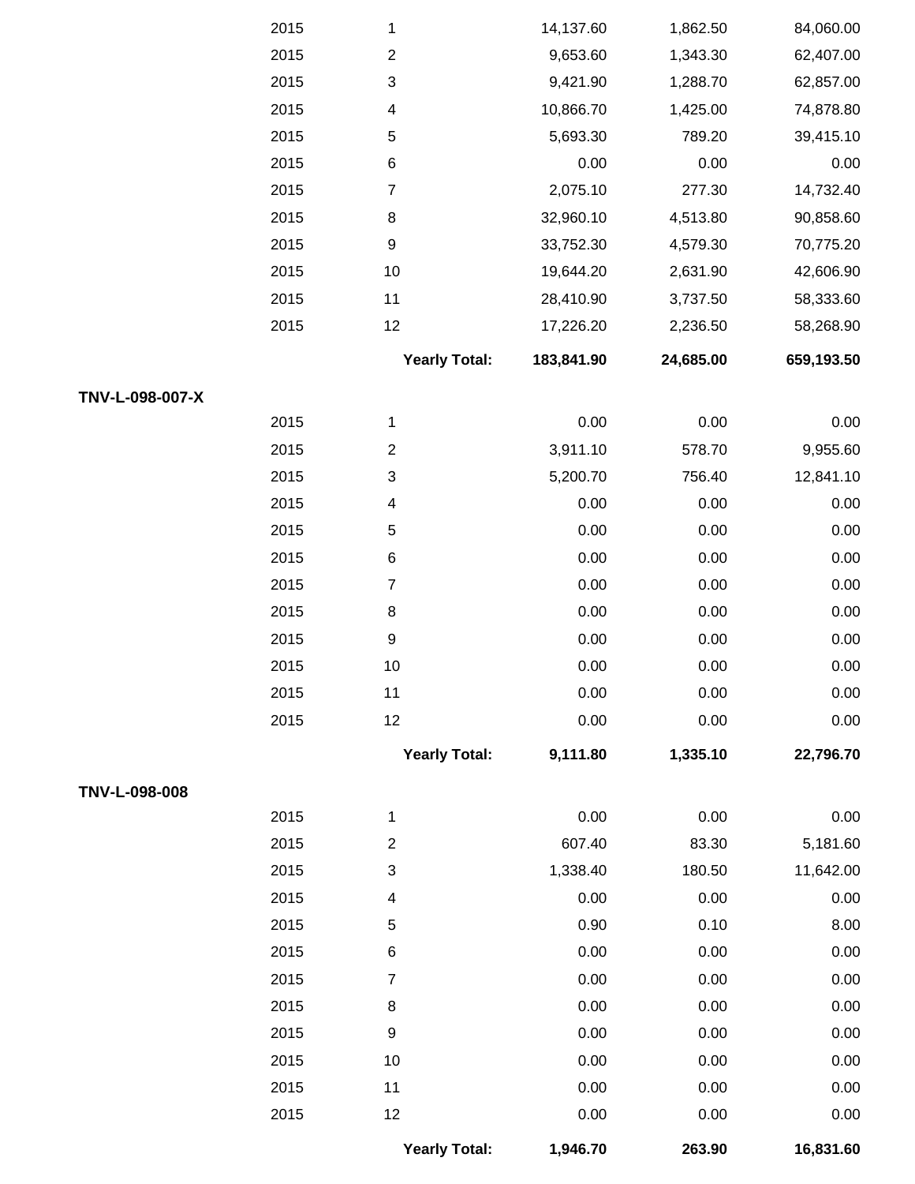| | Year | Month | | | |
|---|---|---|---|---|---|
| | 2015 | 1 | 14,137.60 | 1,862.50 | 84,060.00 |
| | 2015 | 2 | 9,653.60 | 1,343.30 | 62,407.00 |
| | 2015 | 3 | 9,421.90 | 1,288.70 | 62,857.00 |
| | 2015 | 4 | 10,866.70 | 1,425.00 | 74,878.80 |
| | 2015 | 5 | 5,693.30 | 789.20 | 39,415.10 |
| | 2015 | 6 | 0.00 | 0.00 | 0.00 |
| | 2015 | 7 | 2,075.10 | 277.30 | 14,732.40 |
| | 2015 | 8 | 32,960.10 | 4,513.80 | 90,858.60 |
| | 2015 | 9 | 33,752.30 | 4,579.30 | 70,775.20 |
| | 2015 | 10 | 19,644.20 | 2,631.90 | 42,606.90 |
| | 2015 | 11 | 28,410.90 | 3,737.50 | 58,333.60 |
| | 2015 | 12 | 17,226.20 | 2,236.50 | 58,268.90 |
| | | **Yearly Total:** | **183,841.90** | **24,685.00** | **659,193.50** |
| **TNV-L-098-007-X** | | | | | |
| | 2015 | 1 | 0.00 | 0.00 | 0.00 |
| | 2015 | 2 | 3,911.10 | 578.70 | 9,955.60 |
| | 2015 | 3 | 5,200.70 | 756.40 | 12,841.10 |
| | 2015 | 4 | 0.00 | 0.00 | 0.00 |
| | 2015 | 5 | 0.00 | 0.00 | 0.00 |
| | 2015 | 6 | 0.00 | 0.00 | 0.00 |
| | 2015 | 7 | 0.00 | 0.00 | 0.00 |
| | 2015 | 8 | 0.00 | 0.00 | 0.00 |
| | 2015 | 9 | 0.00 | 0.00 | 0.00 |
| | 2015 | 10 | 0.00 | 0.00 | 0.00 |
| | 2015 | 11 | 0.00 | 0.00 | 0.00 |
| | 2015 | 12 | 0.00 | 0.00 | 0.00 |
| | | **Yearly Total:** | **9,111.80** | **1,335.10** | **22,796.70** |
| **TNV-L-098-008** | | | | | |
| | 2015 | 1 | 0.00 | 0.00 | 0.00 |
| | 2015 | 2 | 607.40 | 83.30 | 5,181.60 |
| | 2015 | 3 | 1,338.40 | 180.50 | 11,642.00 |
| | 2015 | 4 | 0.00 | 0.00 | 0.00 |
| | 2015 | 5 | 0.90 | 0.10 | 8.00 |
| | 2015 | 6 | 0.00 | 0.00 | 0.00 |
| | 2015 | 7 | 0.00 | 0.00 | 0.00 |
| | 2015 | 8 | 0.00 | 0.00 | 0.00 |
| | 2015 | 9 | 0.00 | 0.00 | 0.00 |
| | 2015 | 10 | 0.00 | 0.00 | 0.00 |
| | 2015 | 11 | 0.00 | 0.00 | 0.00 |
| | 2015 | 12 | 0.00 | 0.00 | 0.00 |
| | | **Yearly Total:** | **1,946.70** | **263.90** | **16,831.60** |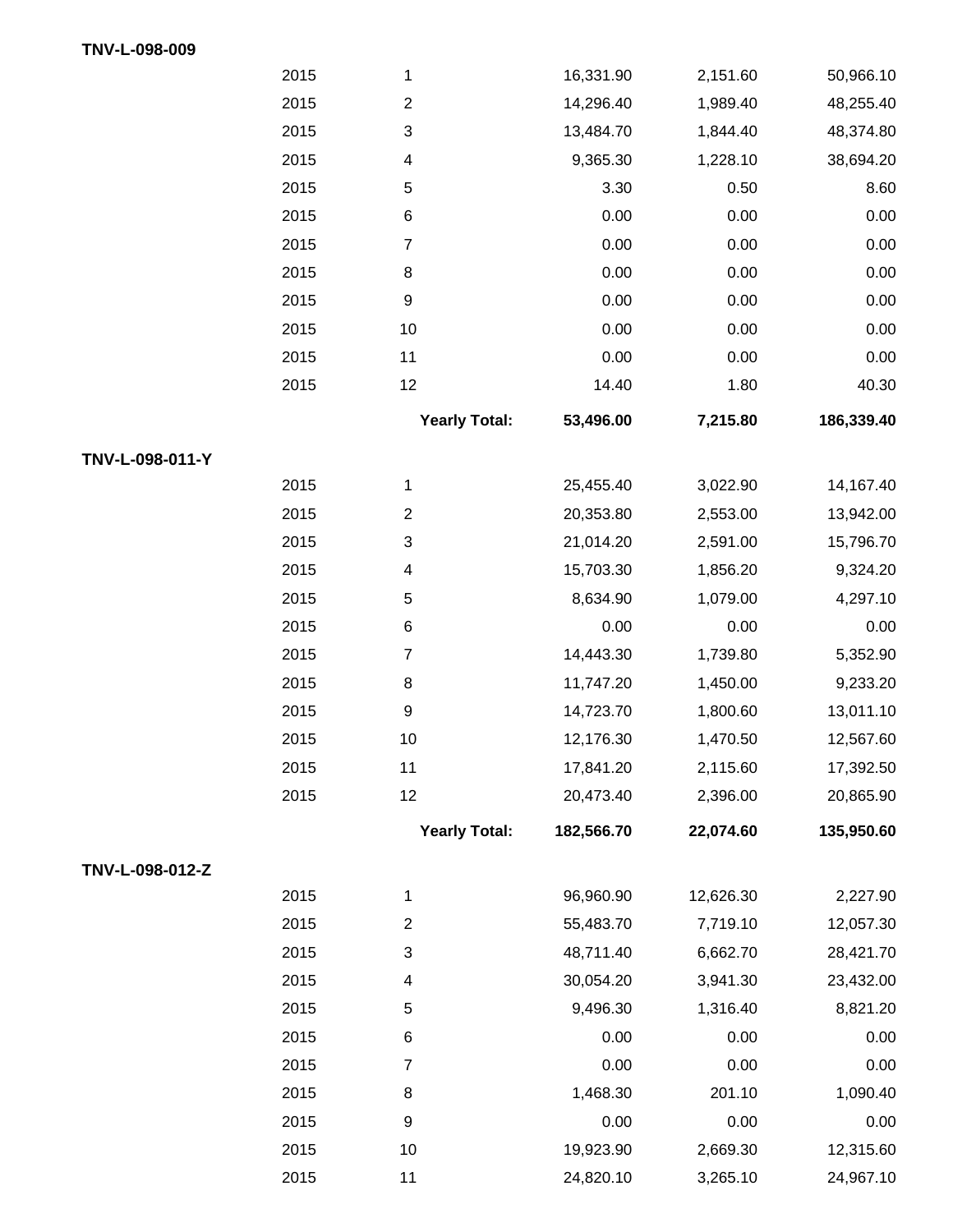**TNV-L-098-009**

| | Year | Month | | | |
|---|---|---|---|---|---|
| | 2015 | 1 | 16,331.90 | 2,151.60 | 50,966.10 |
| | 2015 | 2 | 14,296.40 | 1,989.40 | 48,255.40 |
| | 2015 | 3 | 13,484.70 | 1,844.40 | 48,374.80 |
| | 2015 | 4 | 9,365.30 | 1,228.10 | 38,694.20 |
| | 2015 | 5 | 3.30 | 0.50 | 8.60 |
| | 2015 | 6 | 0.00 | 0.00 | 0.00 |
| | 2015 | 7 | 0.00 | 0.00 | 0.00 |
| | 2015 | 8 | 0.00 | 0.00 | 0.00 |
| | 2015 | 9 | 0.00 | 0.00 | 0.00 |
| | 2015 | 10 | 0.00 | 0.00 | 0.00 |
| | 2015 | 11 | 0.00 | 0.00 | 0.00 |
| | 2015 | 12 | 14.40 | 1.80 | 40.30 |
| | | **Yearly Total:** | **53,496.00** | **7,215.80** | **186,339.40** |

**TNV-L-098-011-Y**

| | Year | Month | | | |
|---|---|---|---|---|---|
| | 2015 | 1 | 25,455.40 | 3,022.90 | 14,167.40 |
| | 2015 | 2 | 20,353.80 | 2,553.00 | 13,942.00 |
| | 2015 | 3 | 21,014.20 | 2,591.00 | 15,796.70 |
| | 2015 | 4 | 15,703.30 | 1,856.20 | 9,324.20 |
| | 2015 | 5 | 8,634.90 | 1,079.00 | 4,297.10 |
| | 2015 | 6 | 0.00 | 0.00 | 0.00 |
| | 2015 | 7 | 14,443.30 | 1,739.80 | 5,352.90 |
| | 2015 | 8 | 11,747.20 | 1,450.00 | 9,233.20 |
| | 2015 | 9 | 14,723.70 | 1,800.60 | 13,011.10 |
| | 2015 | 10 | 12,176.30 | 1,470.50 | 12,567.60 |
| | 2015 | 11 | 17,841.20 | 2,115.60 | 17,392.50 |
| | 2015 | 12 | 20,473.40 | 2,396.00 | 20,865.90 |
| | | **Yearly Total:** | **182,566.70** | **22,074.60** | **135,950.60** |

**TNV-L-098-012-Z**

| | Year | Month | | | |
|---|---|---|---|---|---|
| | 2015 | 1 | 96,960.90 | 12,626.30 | 2,227.90 |
| | 2015 | 2 | 55,483.70 | 7,719.10 | 12,057.30 |
| | 2015 | 3 | 48,711.40 | 6,662.70 | 28,421.70 |
| | 2015 | 4 | 30,054.20 | 3,941.30 | 23,432.00 |
| | 2015 | 5 | 9,496.30 | 1,316.40 | 8,821.20 |
| | 2015 | 6 | 0.00 | 0.00 | 0.00 |
| | 2015 | 7 | 0.00 | 0.00 | 0.00 |
| | 2015 | 8 | 1,468.30 | 201.10 | 1,090.40 |
| | 2015 | 9 | 0.00 | 0.00 | 0.00 |
| | 2015 | 10 | 19,923.90 | 2,669.30 | 12,315.60 |
| | 2015 | 11 | 24,820.10 | 3,265.10 | 24,967.10 |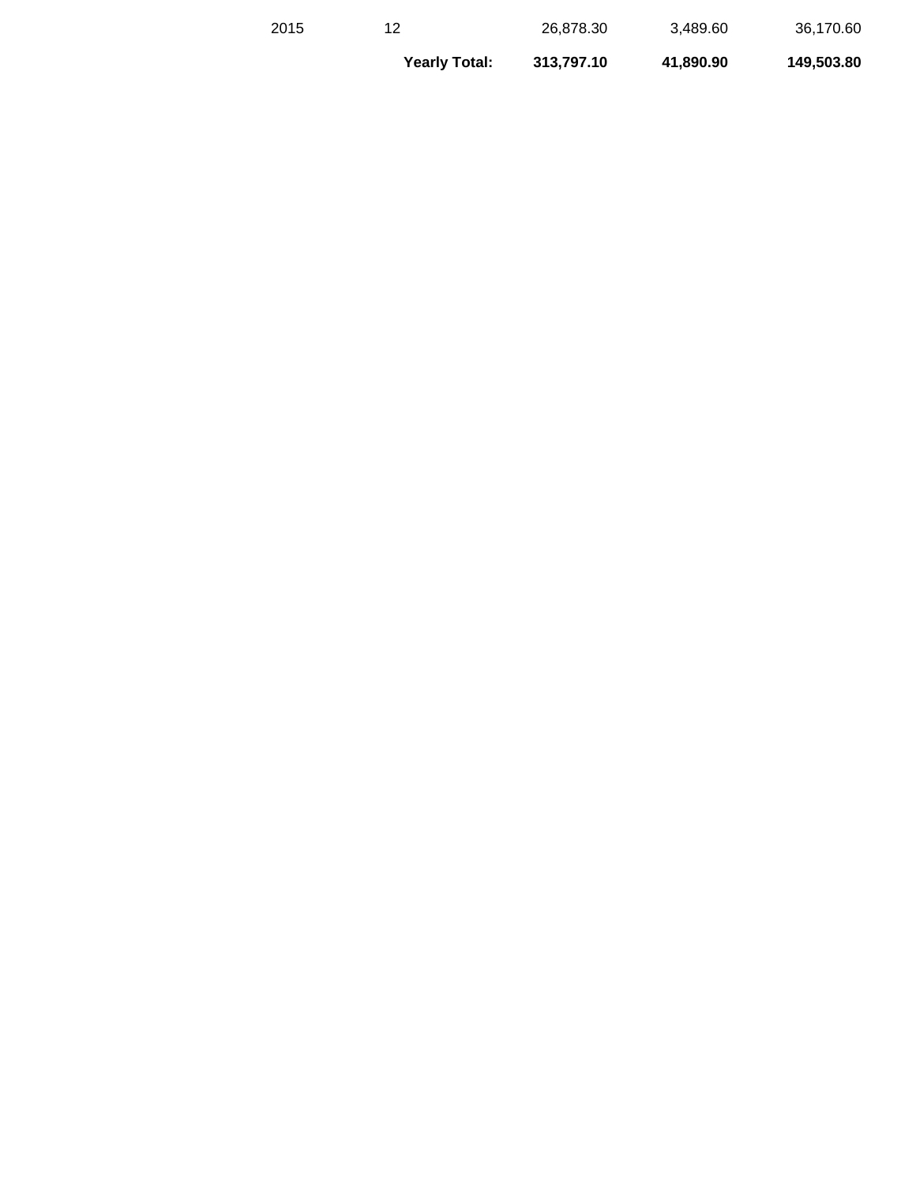| | | | | |
|---|---|---|---|---|
| 2015 | 12 | 26,878.30 | 3,489.60 | 36,170.60 |
| | **Yearly Total:** | **313,797.10** | **41,890.90** | **149,503.80** |